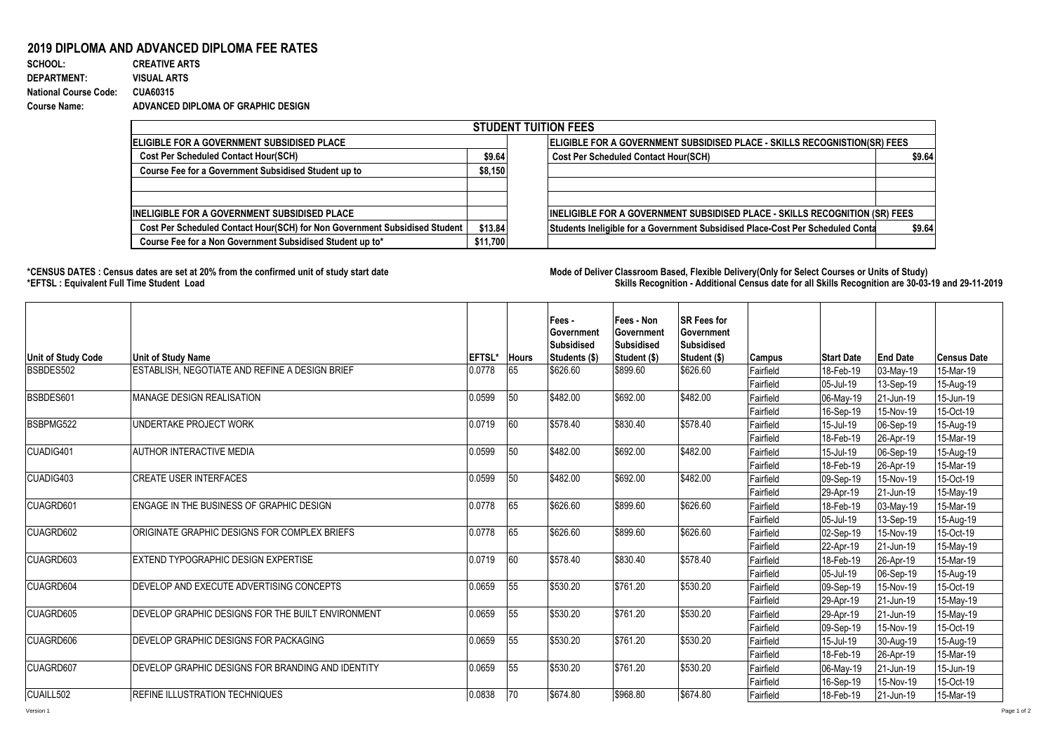## 2019 DIPLOMA AND ADVANCED DIPLOMA FEE RATES

**SCHOOL:** CREATIVE ARTS
**DEPARTMENT:** VISUAL ARTS
**National Course Code:** CUA60315
**Course Name:** ADVANCED DIPLOMA OF GRAPHIC DESIGN

| STUDENT TUITION FEES | | | |
|---|---|---|---|
| **ELIGIBLE FOR A GOVERNMENT SUBSIDISED PLACE** | | **ELIGIBLE FOR A GOVERNMENT SUBSIDISED PLACE - SKILLS RECOGNISTION(SR) FEES** | |
| Cost Per Scheduled Contact Hour(SCH) | $9.64 | Cost Per Scheduled Contact Hour(SCH) | $9.64 |
| Course Fee for a Government Subsidised Student up to | $8,150 | | |
| | | | |
| | | | |
| **INELIGIBLE FOR A GOVERNMENT SUBSIDISED PLACE** | | **INELIGIBLE FOR A GOVERNMENT SUBSIDISED PLACE - SKILLS RECOGNITION (SR) FEES** | |
| Cost Per Scheduled Contact Hour(SCH) for Non Government Subsidised Student | $13.84 | Students Ineligible for a Government Subsidised Place-Cost Per Scheduled Conta | $9.64 |
| Course Fee for a Non Government Subsidised Student up to* | $11,700 | | |

**\*CENSUS DATES : Census dates are set at 20% from the confirmed unit of study start date**
**\*EFTSL : Equivalent Full Time Student Load**

**Mode of Deliver Classroom Based, Flexible Delivery(Only for Select Courses or Units of Study)**
**Skills Recognition - Additional Census date for all Skills Recognition are 30-03-19 and 29-11-2019**

| Unit of Study Code | Unit of Study Name | EFTSL* | Hours | Fees - Government Subsidised Students ($) | Fees - Non Government Subsidised Student ($) | SR Fees for Government Subsidised Student ($) | Campus | Start Date | End Date | Census Date |
|---|---|---|---|---|---|---|---|---|---|---|
| BSBDES502 | ESTABLISH, NEGOTIATE AND REFINE A DESIGN BRIEF | 0.0778 | 65 | $626.60 | $899.60 | $626.60 | Fairfield | 18-Feb-19 | 03-May-19 | 15-Mar-19 |
| | | | | | | | Fairfield | 05-Jul-19 | 13-Sep-19 | 15-Aug-19 |
| BSBDES601 | MANAGE DESIGN REALISATION | 0.0599 | 50 | $482.00 | $692.00 | $482.00 | Fairfield | 06-May-19 | 21-Jun-19 | 15-Jun-19 |
| | | | | | | | Fairfield | 16-Sep-19 | 15-Nov-19 | 15-Oct-19 |
| BSBPMG522 | UNDERTAKE PROJECT WORK | 0.0719 | 60 | $578.40 | $830.40 | $578.40 | Fairfield | 15-Jul-19 | 06-Sep-19 | 15-Aug-19 |
| | | | | | | | Fairfield | 18-Feb-19 | 26-Apr-19 | 15-Mar-19 |
| CUADIG401 | AUTHOR INTERACTIVE MEDIA | 0.0599 | 50 | $482.00 | $692.00 | $482.00 | Fairfield | 15-Jul-19 | 06-Sep-19 | 15-Aug-19 |
| | | | | | | | Fairfield | 18-Feb-19 | 26-Apr-19 | 15-Mar-19 |
| CUADIG403 | CREATE USER INTERFACES | 0.0599 | 50 | $482.00 | $692.00 | $482.00 | Fairfield | 09-Sep-19 | 15-Nov-19 | 15-Oct-19 |
| | | | | | | | Fairfield | 29-Apr-19 | 21-Jun-19 | 15-May-19 |
| CUAGRD601 | ENGAGE IN THE BUSINESS OF GRAPHIC DESIGN | 0.0778 | 65 | $626.60 | $899.60 | $626.60 | Fairfield | 18-Feb-19 | 03-May-19 | 15-Mar-19 |
| | | | | | | | Fairfield | 05-Jul-19 | 13-Sep-19 | 15-Aug-19 |
| CUAGRD602 | ORIGINATE GRAPHIC DESIGNS FOR COMPLEX BRIEFS | 0.0778 | 65 | $626.60 | $899.60 | $626.60 | Fairfield | 02-Sep-19 | 15-Nov-19 | 15-Oct-19 |
| | | | | | | | Fairfield | 22-Apr-19 | 21-Jun-19 | 15-May-19 |
| CUAGRD603 | EXTEND TYPOGRAPHIC DESIGN EXPERTISE | 0.0719 | 60 | $578.40 | $830.40 | $578.40 | Fairfield | 18-Feb-19 | 26-Apr-19 | 15-Mar-19 |
| | | | | | | | Fairfield | 05-Jul-19 | 06-Sep-19 | 15-Aug-19 |
| CUAGRD604 | DEVELOP AND EXECUTE ADVERTISING CONCEPTS | 0.0659 | 55 | $530.20 | $761.20 | $530.20 | Fairfield | 09-Sep-19 | 15-Nov-19 | 15-Oct-19 |
| | | | | | | | Fairfield | 29-Apr-19 | 21-Jun-19 | 15-May-19 |
| CUAGRD605 | DEVELOP GRAPHIC DESIGNS FOR THE BUILT ENVIRONMENT | 0.0659 | 55 | $530.20 | $761.20 | $530.20 | Fairfield | 29-Apr-19 | 21-Jun-19 | 15-May-19 |
| | | | | | | | Fairfield | 09-Sep-19 | 15-Nov-19 | 15-Oct-19 |
| CUAGRD606 | DEVELOP GRAPHIC DESIGNS FOR PACKAGING | 0.0659 | 55 | $530.20 | $761.20 | $530.20 | Fairfield | 15-Jul-19 | 30-Aug-19 | 15-Aug-19 |
| | | | | | | | Fairfield | 18-Feb-19 | 26-Apr-19 | 15-Mar-19 |
| CUAGRD607 | DEVELOP GRAPHIC DESIGNS FOR BRANDING AND IDENTITY | 0.0659 | 55 | $530.20 | $761.20 | $530.20 | Fairfield | 06-May-19 | 21-Jun-19 | 15-Jun-19 |
| | | | | | | | Fairfield | 16-Sep-19 | 15-Nov-19 | 15-Oct-19 |
| CUAILL502 | REFINE ILLUSTRATION TECHNIQUES | 0.0838 | 70 | $674.80 | $968.80 | $674.80 | Fairfield | 18-Feb-19 | 21-Jun-19 | 15-Mar-19 |

Version 1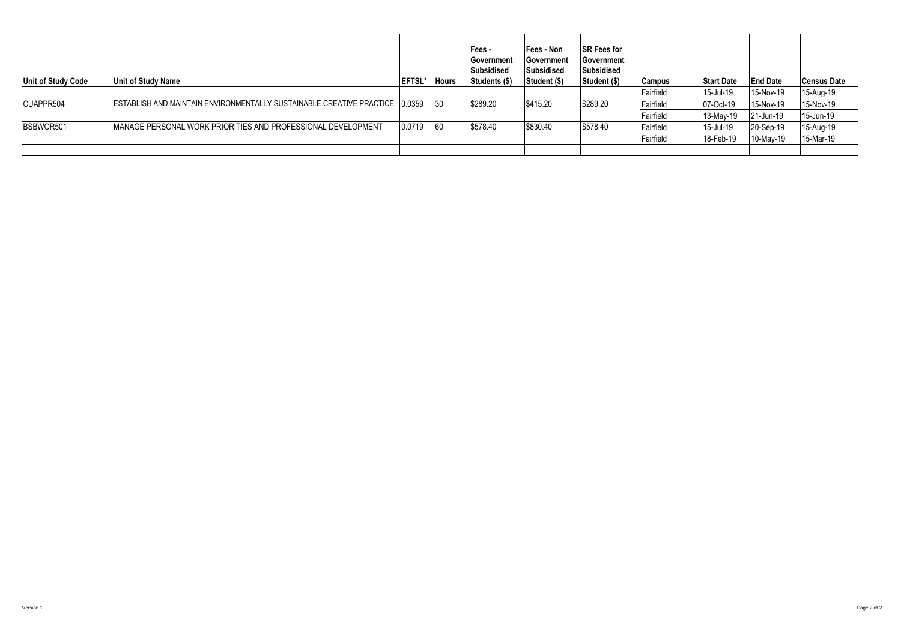| Unit of Study Code | Unit of Study Name | EFTSL* | Hours | Fees - Government Subsidised Students ($) | Fees - Non Government Subsidised Student ($) | SR Fees for Government Subsidised Student ($) | Campus | Start Date | End Date | Census Date |
|---|---|---|---|---|---|---|---|---|---|---|
| | | | | | | | Fairfield | 15-Jul-19 | 15-Nov-19 | 15-Aug-19 |
| CUAPPR504 | ESTABLISH AND MAINTAIN ENVIRONMENTALLY SUSTAINABLE CREATIVE PRACTICE | 0.0359 | 30 | $289.20 | $415.20 | $289.20 | Fairfield | 07-Oct-19 | 15-Nov-19 | 15-Nov-19 |
| | | | | | | | Fairfield | 13-May-19 | 21-Jun-19 | 15-Jun-19 |
| BSBWOR501 | MANAGE PERSONAL WORK PRIORITIES AND PROFESSIONAL DEVELOPMENT | 0.0719 | 60 | $578.40 | $830.40 | $578.40 | Fairfield | 15-Jul-19 | 20-Sep-19 | 15-Aug-19 |
| | | | | | | | Fairfield | 18-Feb-19 | 10-May-19 | 15-Mar-19 |
| | | | | | | | | | | |

Version 1